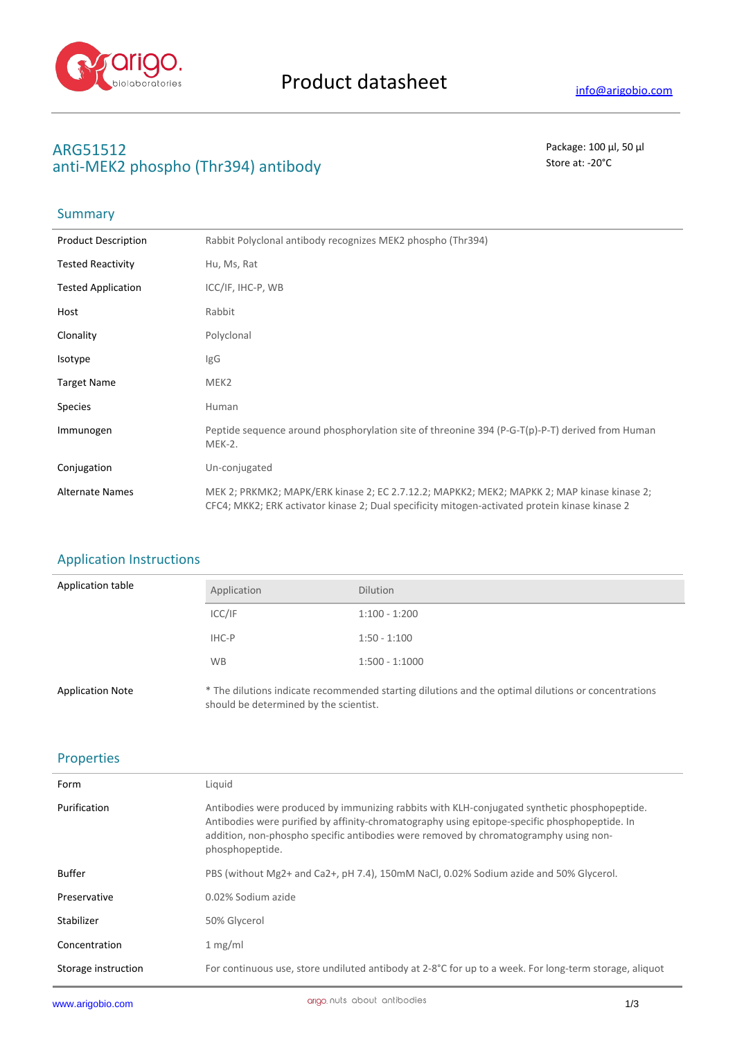Product datasheet

info@arigobio.com

# ARG51512
# anti-MEK2 phospho (Thr394) antibody

Package: 100 μl, 50 μl
Store at: -20°C

## Summary

| | |
|---|---|
| Product Description | Rabbit Polyclonal antibody recognizes MEK2 phospho (Thr394) |
| Tested Reactivity | Hu, Ms, Rat |
| Tested Application | ICC/IF, IHC-P, WB |
| Host | Rabbit |
| Clonality | Polyclonal |
| Isotype | IgG |
| Target Name | MEK2 |
| Species | Human |
| Immunogen | Peptide sequence around phosphorylation site of threonine 394 (P-G-T(p)-P-T) derived from Human MEK-2. |
| Conjugation | Un-conjugated |
| Alternate Names | MEK 2; PRKMK2; MAPK/ERK kinase 2; EC 2.7.12.2; MAPKK2; MEK2; MAPKK 2; MAP kinase kinase 2; CFC4; MKK2; ERK activator kinase 2; Dual specificity mitogen-activated protein kinase kinase 2 |

## Application Instructions

Application table

| Application | Dilution |
|---|---|
| ICC/IF | 1:100 - 1:200 |
| IHC-P | 1:50 - 1:100 |
| WB | 1:500 - 1:1000 |

Application Note: * The dilutions indicate recommended starting dilutions and the optimal dilutions or concentrations should be determined by the scientist.

## Properties

| | |
|---|---|
| Form | Liquid |
| Purification | Antibodies were produced by immunizing rabbits with KLH-conjugated synthetic phosphopeptide. Antibodies were purified by affinity-chromatography using epitope-specific phosphopeptide. In addition, non-phospho specific antibodies were removed by chromatogramphy using non-phosphopeptide. |
| Buffer | PBS (without Mg2+ and Ca2+, pH 7.4), 150mM NaCl, 0.02% Sodium azide and 50% Glycerol. |
| Preservative | 0.02% Sodium azide |
| Stabilizer | 50% Glycerol |
| Concentration | 1 mg/ml |
| Storage instruction | For continuous use, store undiluted antibody at 2-8°C for up to a week. For long-term storage, aliquot |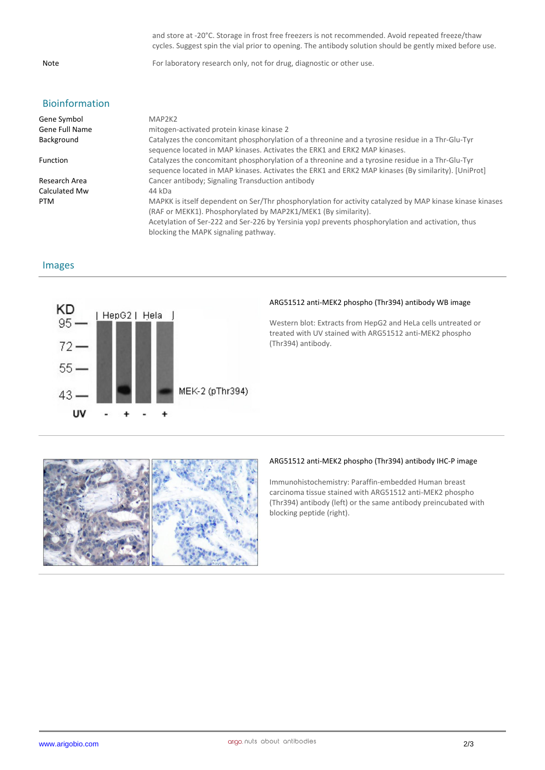and store at -20°C. Storage in frost free freezers is not recommended. Avoid repeated freeze/thaw cycles. Suggest spin the vial prior to opening. The antibody solution should be gently mixed before use.

| | |
|---|---|
| Note | For laboratory research only, not for drug, diagnostic or other use. |

## Bioinformation

| | |
|---|---|
| Gene Symbol | MAP2K2 |
| Gene Full Name | mitogen-activated protein kinase kinase 2 |
| Background | Catalyzes the concomitant phosphorylation of a threonine and a tyrosine residue in a Thr-Glu-Tyr sequence located in MAP kinases. Activates the ERK1 and ERK2 MAP kinases. |
| Function | Catalyzes the concomitant phosphorylation of a threonine and a tyrosine residue in a Thr-Glu-Tyr sequence located in MAP kinases. Activates the ERK1 and ERK2 MAP kinases (By similarity). [UniProt] |
| Research Area | Cancer antibody; Signaling Transduction antibody |
| Calculated Mw | 44 kDa |
| PTM | MAPKK is itself dependent on Ser/Thr phosphorylation for activity catalyzed by MAP kinase kinase kinases (RAF or MEKK1). Phosphorylated by MAP2K1/MEK1 (By similarity).<br>Acetylation of Ser-222 and Ser-226 by Yersinia yopJ prevents phosphorylation and activation, thus blocking the MAPK signaling pathway. |

## Images

**ARG51512 anti-MEK2 phospho (Thr394) antibody WB image**

Western blot: Extracts from HepG2 and HeLa cells untreated or treated with UV stained with ARG51512 anti-MEK2 phospho (Thr394) antibody.

**ARG51512 anti-MEK2 phospho (Thr394) antibody IHC-P image**

Immunohistochemistry: Paraffin-embedded Human breast carcinoma tissue stained with ARG51512 anti-MEK2 phospho (Thr394) antibody (left) or the same antibody preincubated with blocking peptide (right).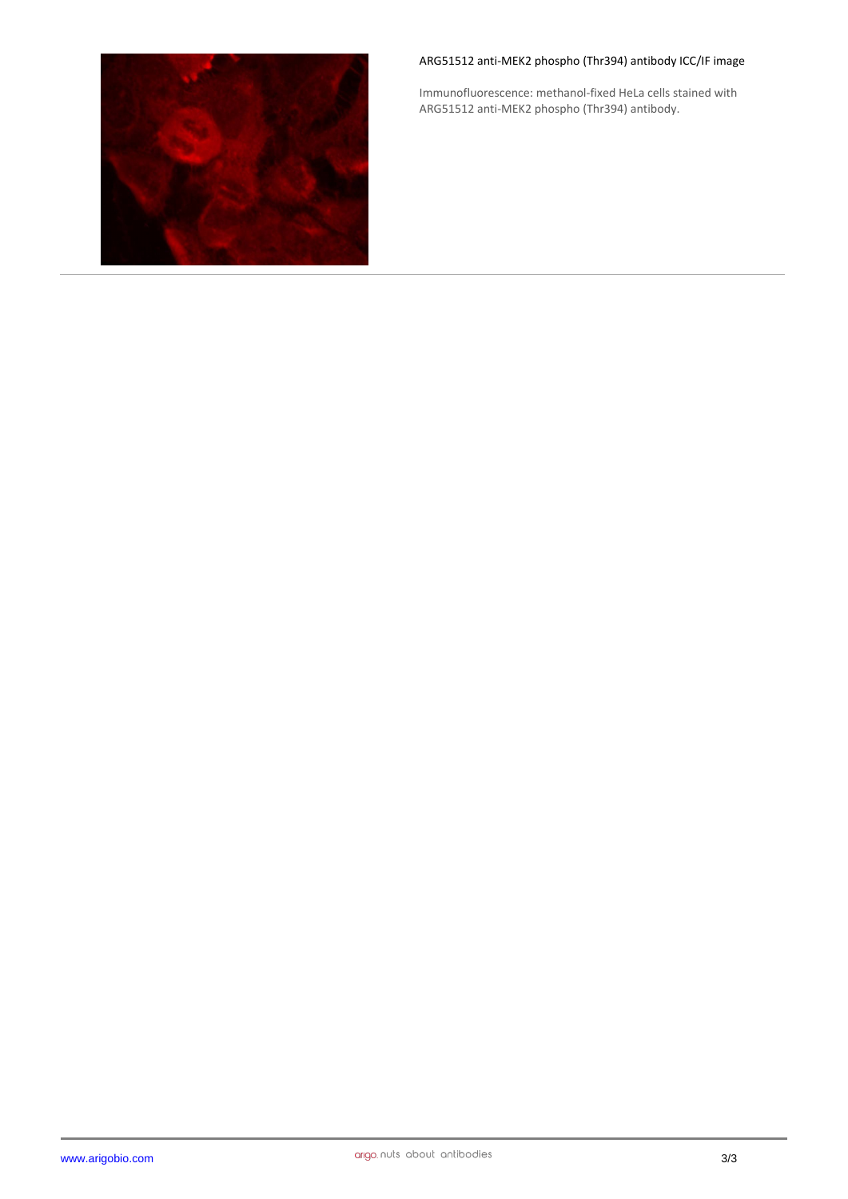ARG51512 anti-MEK2 phospho (Thr394) antibody ICC/IF image

Immunofluorescence: methanol-fixed HeLa cells stained with ARG51512 anti-MEK2 phospho (Thr394) antibody.